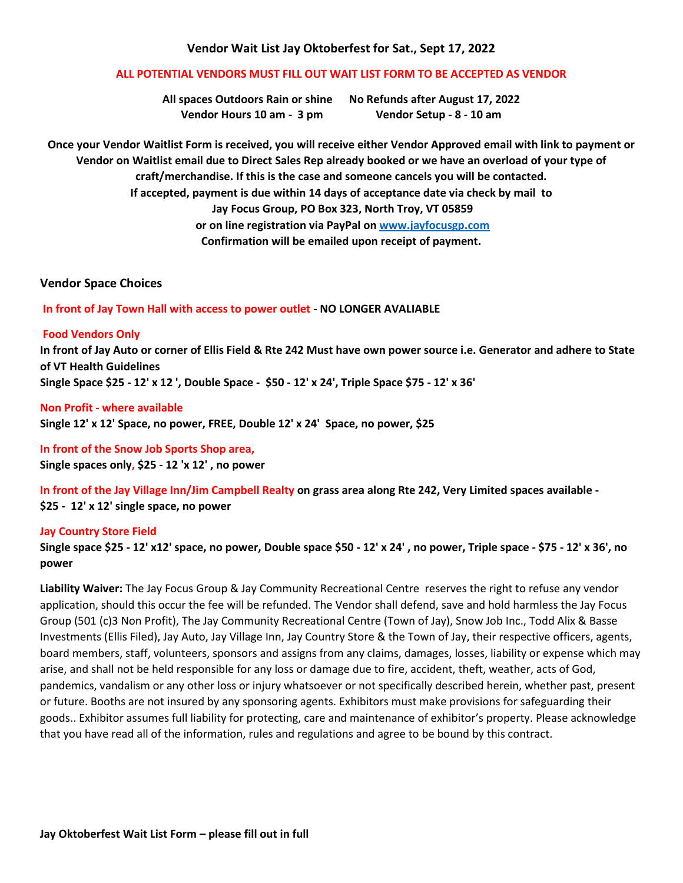# Vendor Wait List Jay Oktoberfest for Sat., Sept 17, 2022

**ALL POTENTIAL VENDORS MUST FILL OUT WAIT LIST FORM TO BE ACCEPTED AS VENDOR**

**All spaces Outdoors Rain or shine     No Refunds after August 17, 2022**
**Vendor Hours 10 am - 3 pm     Vendor Setup - 8 - 10 am**

**Once your Vendor Waitlist Form is received, you will receive either Vendor Approved email with link to payment or Vendor on Waitlist email due to Direct Sales Rep already booked or we have an overload of your type of craft/merchandise. If this is the case and someone cancels you will be contacted.**
**If accepted, payment is due within 14 days of acceptance date via check by mail to**
**Jay Focus Group, PO Box 323, North Troy, VT 05859**
**or on line registration via PayPal on [www.jayfocusgp.com](www.jayfocusgp.com)**
**Confirmation will be emailed upon receipt of payment.**

## Vendor Space Choices

**In front of Jay Town Hall with access to power outlet - NO LONGER AVALIABLE**

**Food Vendors Only**
**In front of Jay Auto or corner of Ellis Field & Rte 242 Must have own power source i.e. Generator and adhere to State of VT Health Guidelines**
**Single Space $25 - 12' x 12 ', Double Space - $50 - 12' x 24', Triple Space $75 - 12' x 36'**

**Non Profit - where available**
**Single 12' x 12' Space, no power, FREE, Double 12' x 24' Space, no power, $25**

**In front of the Snow Job Sports Shop area,**
**Single spaces only, $25 - 12 'x 12' , no power**

**In front of the Jay Village Inn/Jim Campbell Realty on grass area along Rte 242, Very Limited spaces available - $25 - 12' x 12' single space, no power**

**Jay Country Store Field**
**Single space $25 - 12' x12' space, no power, Double space $50 - 12' x 24' , no power, Triple space - $75 - 12' x 36', no power**

**Liability Waiver:** The Jay Focus Group & Jay Community Recreational Centre reserves the right to refuse any vendor application, should this occur the fee will be refunded. The Vendor shall defend, save and hold harmless the Jay Focus Group (501 (c)3 Non Profit), The Jay Community Recreational Centre (Town of Jay), Snow Job Inc., Todd Alix & Basse Investments (Ellis Filed), Jay Auto, Jay Village Inn, Jay Country Store & the Town of Jay, their respective officers, agents, board members, staff, volunteers, sponsors and assigns from any claims, damages, losses, liability or expense which may arise, and shall not be held responsible for any loss or damage due to fire, accident, theft, weather, acts of God, pandemics, vandalism or any other loss or injury whatsoever or not specifically described herein, whether past, present or future. Booths are not insured by any sponsoring agents. Exhibitors must make provisions for safeguarding their goods.. Exhibitor assumes full liability for protecting, care and maintenance of exhibitor's property. Please acknowledge that you have read all of the information, rules and regulations and agree to be bound by this contract.

**Jay Oktoberfest Wait List Form – please fill out in full**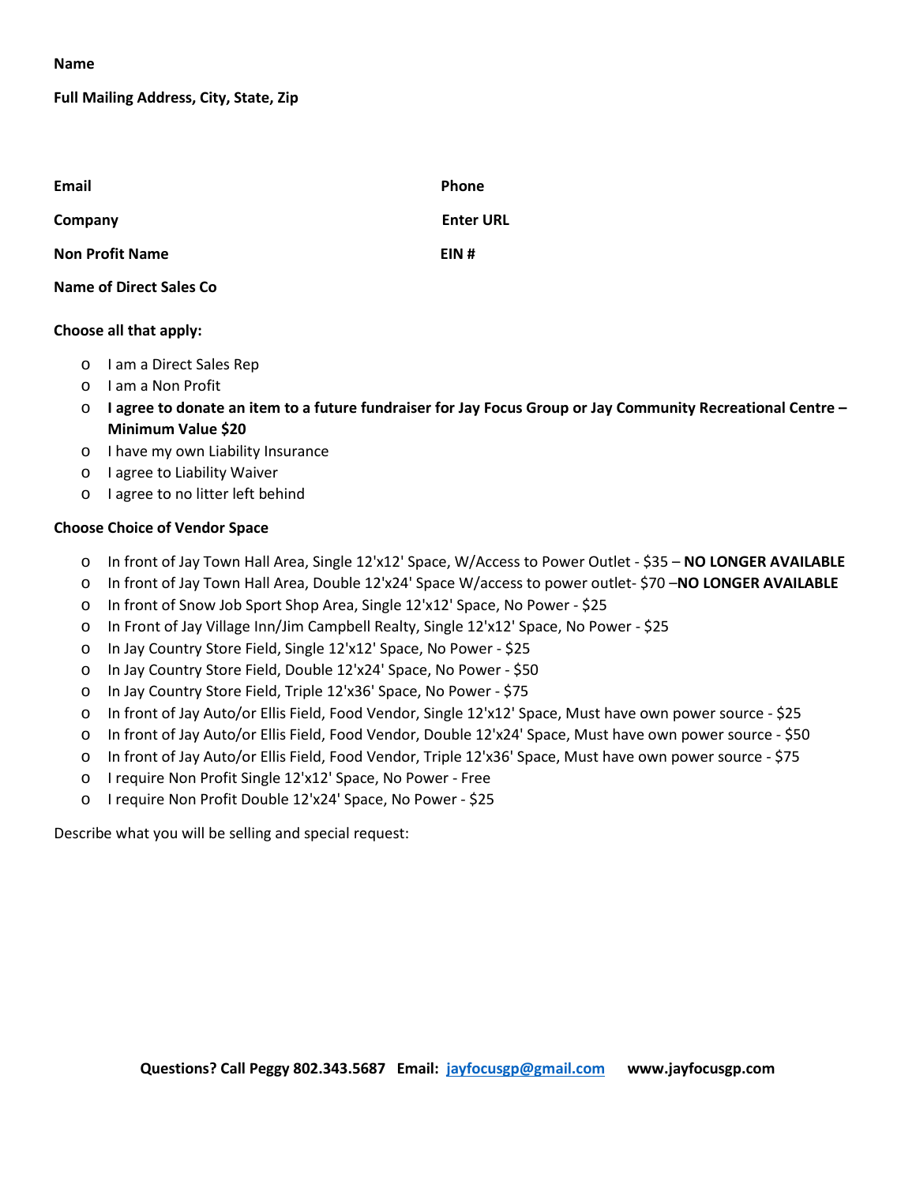**Name**

**Full Mailing Address, City, State, Zip**

**Email** **Phone**

**Company** **Enter URL**

**Non Profit Name** **EIN #**

**Name of Direct Sales Co**

**Choose all that apply:**

- I am a Direct Sales Rep
- I am a Non Profit
- **I agree to donate an item to a future fundraiser for Jay Focus Group or Jay Community Recreational Centre – Minimum Value $20**
- I have my own Liability Insurance
- I agree to Liability Waiver
- I agree to no litter left behind

**Choose Choice of Vendor Space**

- In front of Jay Town Hall Area, Single 12'x12' Space, W/Access to Power Outlet - $35 – **NO LONGER AVAILABLE**
- In front of Jay Town Hall Area, Double 12'x24' Space W/access to power outlet- $70 –**NO LONGER AVAILABLE**
- In front of Snow Job Sport Shop Area, Single 12'x12' Space, No Power - $25
- In Front of Jay Village Inn/Jim Campbell Realty, Single 12'x12' Space, No Power - $25
- In Jay Country Store Field, Single 12'x12' Space, No Power - $25
- In Jay Country Store Field, Double 12'x24' Space, No Power - $50
- In Jay Country Store Field, Triple 12'x36' Space, No Power - $75
- In front of Jay Auto/or Ellis Field, Food Vendor, Single 12'x12' Space, Must have own power source - $25
- In front of Jay Auto/or Ellis Field, Food Vendor, Double 12'x24' Space, Must have own power source - $50
- In front of Jay Auto/or Ellis Field, Food Vendor, Triple 12'x36' Space, Must have own power source - $75
- I require Non Profit Single 12'x12' Space, No Power - Free
- I require Non Profit Double 12'x24' Space, No Power - $25

Describe what you will be selling and special request:

**Questions? Call Peggy 802.343.5687 Email: jayfocusgp@gmail.com www.jayfocusgp.com**